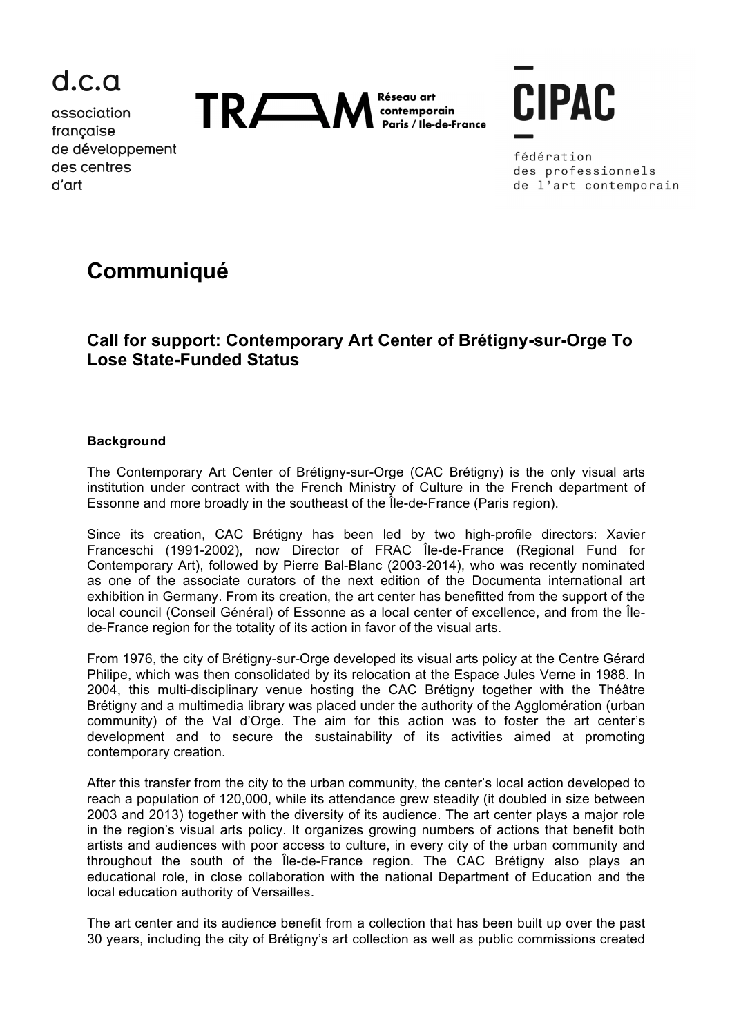d.c.a
association
française
de développement
des centres
d'art

TRAM Réseau art contemporain Paris / Ile-de-France

CIPAC
fédération
des professionnels
de l'art contemporain

# Communiqué

## Call for support: Contemporary Art Center of Brétigny-sur-Orge To Lose State-Funded Status

**Background**

The Contemporary Art Center of Brétigny-sur-Orge (CAC Brétigny) is the only visual arts institution under contract with the French Ministry of Culture in the French department of Essonne and more broadly in the southeast of the Île-de-France (Paris region).

Since its creation, CAC Brétigny has been led by two high-profile directors: Xavier Franceschi (1991-2002), now Director of FRAC Île-de-France (Regional Fund for Contemporary Art), followed by Pierre Bal-Blanc (2003-2014), who was recently nominated as one of the associate curators of the next edition of the Documenta international art exhibition in Germany. From its creation, the art center has benefitted from the support of the local council (Conseil Général) of Essonne as a local center of excellence, and from the Île-de-France region for the totality of its action in favor of the visual arts.

From 1976, the city of Brétigny-sur-Orge developed its visual arts policy at the Centre Gérard Philipe, which was then consolidated by its relocation at the Espace Jules Verne in 1988. In 2004, this multi-disciplinary venue hosting the CAC Brétigny together with the Théâtre Brétigny and a multimedia library was placed under the authority of the Agglomération (urban community) of the Val d'Orge. The aim for this action was to foster the art center's development and to secure the sustainability of its activities aimed at promoting contemporary creation.

After this transfer from the city to the urban community, the center's local action developed to reach a population of 120,000, while its attendance grew steadily (it doubled in size between 2003 and 2013) together with the diversity of its audience. The art center plays a major role in the region's visual arts policy. It organizes growing numbers of actions that benefit both artists and audiences with poor access to culture, in every city of the urban community and throughout the south of the Île-de-France region. The CAC Brétigny also plays an educational role, in close collaboration with the national Department of Education and the local education authority of Versailles.

The art center and its audience benefit from a collection that has been built up over the past 30 years, including the city of Brétigny's art collection as well as public commissions created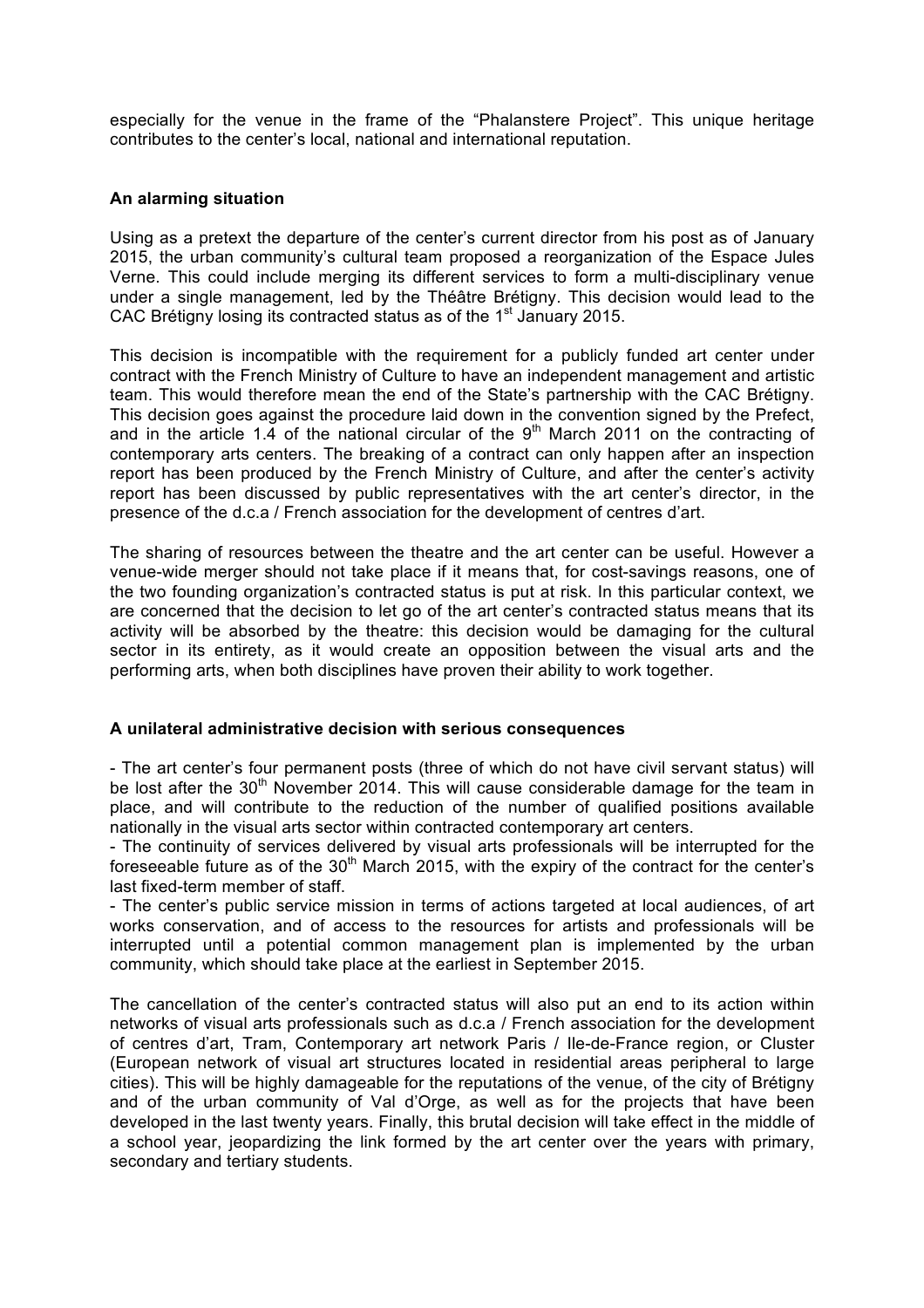especially for the venue in the frame of the "Phalanstere Project". This unique heritage contributes to the center's local, national and international reputation.

**An alarming situation**

Using as a pretext the departure of the center's current director from his post as of January 2015, the urban community's cultural team proposed a reorganization of the Espace Jules Verne. This could include merging its different services to form a multi-disciplinary venue under a single management, led by the Théâtre Brétigny. This decision would lead to the CAC Brétigny losing its contracted status as of the 1st January 2015.

This decision is incompatible with the requirement for a publicly funded art center under contract with the French Ministry of Culture to have an independent management and artistic team. This would therefore mean the end of the State's partnership with the CAC Brétigny. This decision goes against the procedure laid down in the convention signed by the Prefect, and in the article 1.4 of the national circular of the 9th March 2011 on the contracting of contemporary arts centers. The breaking of a contract can only happen after an inspection report has been produced by the French Ministry of Culture, and after the center's activity report has been discussed by public representatives with the art center's director, in the presence of the d.c.a / French association for the development of centres d'art.

The sharing of resources between the theatre and the art center can be useful. However a venue-wide merger should not take place if it means that, for cost-savings reasons, one of the two founding organization's contracted status is put at risk. In this particular context, we are concerned that the decision to let go of the art center's contracted status means that its activity will be absorbed by the theatre: this decision would be damaging for the cultural sector in its entirety, as it would create an opposition between the visual arts and the performing arts, when both disciplines have proven their ability to work together.

**A unilateral administrative decision with serious consequences**

- The art center's four permanent posts (three of which do not have civil servant status) will be lost after the 30th November 2014. This will cause considerable damage for the team in place, and will contribute to the reduction of the number of qualified positions available nationally in the visual arts sector within contracted contemporary art centers.
- The continuity of services delivered by visual arts professionals will be interrupted for the foreseeable future as of the 30th March 2015, with the expiry of the contract for the center's last fixed-term member of staff.
- The center's public service mission in terms of actions targeted at local audiences, of art works conservation, and of access to the resources for artists and professionals will be interrupted until a potential common management plan is implemented by the urban community, which should take place at the earliest in September 2015.

The cancellation of the center's contracted status will also put an end to its action within networks of visual arts professionals such as d.c.a / French association for the development of centres d'art, Tram, Contemporary art network Paris / Ile-de-France region, or Cluster (European network of visual art structures located in residential areas peripheral to large cities). This will be highly damageable for the reputations of the venue, of the city of Brétigny and of the urban community of Val d'Orge, as well as for the projects that have been developed in the last twenty years. Finally, this brutal decision will take effect in the middle of a school year, jeopardizing the link formed by the art center over the years with primary, secondary and tertiary students.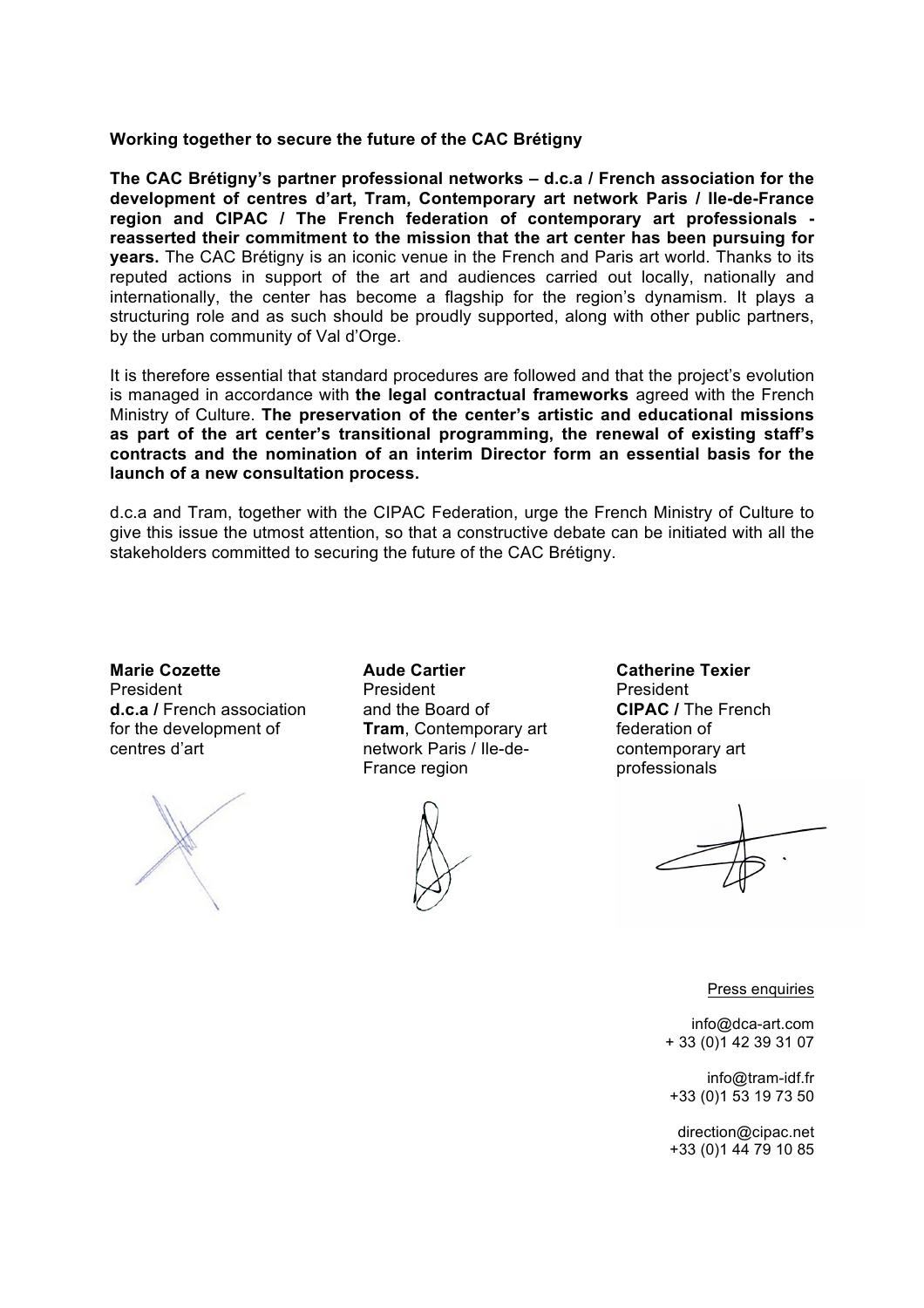**Working together to secure the future of the CAC Brétigny**

**The CAC Brétigny's partner professional networks – d.c.a / French association for the development of centres d'art, Tram, Contemporary art network Paris / Ile-de-France region and CIPAC / The French federation of contemporary art professionals - reasserted their commitment to the mission that the art center has been pursuing for years.** The CAC Brétigny is an iconic venue in the French and Paris art world. Thanks to its reputed actions in support of the art and audiences carried out locally, nationally and internationally, the center has become a flagship for the region's dynamism. It plays a structuring role and as such should be proudly supported, along with other public partners, by the urban community of Val d'Orge.

It is therefore essential that standard procedures are followed and that the project's evolution is managed in accordance with **the legal contractual frameworks** agreed with the French Ministry of Culture. **The preservation of the center's artistic and educational missions as part of the art center's transitional programming, the renewal of existing staff's contracts and the nomination of an interim Director form an essential basis for the launch of a new consultation process.**

d.c.a and Tram, together with the CIPAC Federation, urge the French Ministry of Culture to give this issue the utmost attention, so that a constructive debate can be initiated with all the stakeholders committed to securing the future of the CAC Brétigny.

**Marie Cozette**
President
**d.c.a /** French association for the development of centres d'art

**Aude Cartier**
President
and the Board of
**Tram**, Contemporary art network Paris / Ile-de-France region

**Catherine Texier**
President
**CIPAC /** The French federation of contemporary art professionals

Press enquiries

info@dca-art.com
+ 33 (0)1 42 39 31 07

info@tram-idf.fr
+33 (0)1 53 19 73 50

direction@cipac.net
+33 (0)1 44 79 10 85